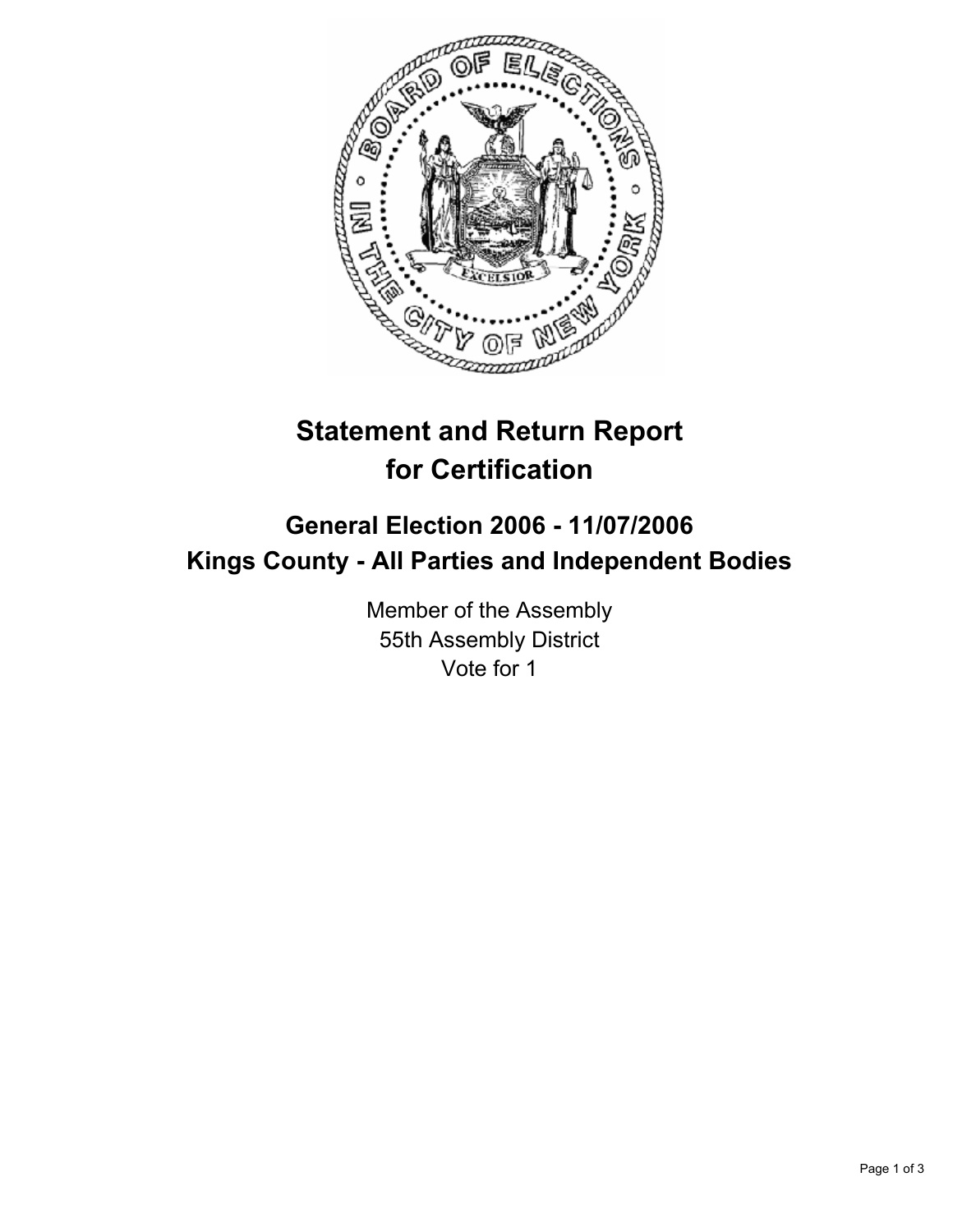# Statement and Return Report for Certification

## General Election 2006 - 11/07/2006
## Kings County - All Parties and Independent Bodies

Member of the Assembly
55th Assembly District
Vote for 1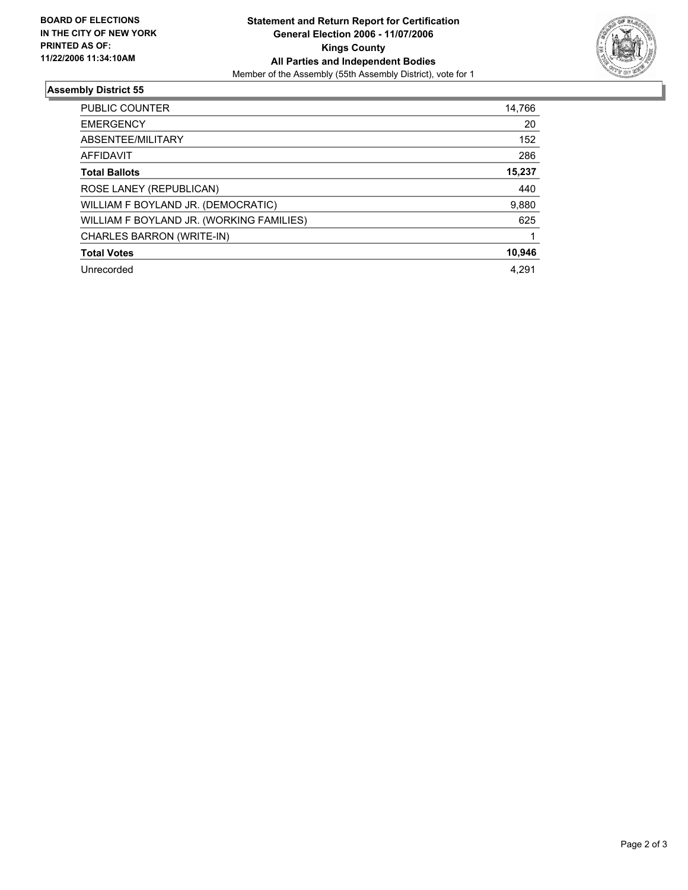**BOARD OF ELECTIONS IN THE CITY OF NEW YORK PRINTED AS OF: 11/22/2006 11:34:10AM**

**Statement and Return Report for Certification**
**General Election 2006 - 11/07/2006**
**Kings County**
**All Parties and Independent Bodies**
Member of the Assembly (55th Assembly District), vote for 1

## Assembly District 55

| | |
|---|---|
| PUBLIC COUNTER | 14,766 |
| EMERGENCY | 20 |
| ABSENTEE/MILITARY | 152 |
| AFFIDAVIT | 286 |
| **Total Ballots** | **15,237** |
| ROSE LANEY (REPUBLICAN) | 440 |
| WILLIAM F BOYLAND JR. (DEMOCRATIC) | 9,880 |
| WILLIAM F BOYLAND JR. (WORKING FAMILIES) | 625 |
| CHARLES BARRON (WRITE-IN) | 1 |
| **Total Votes** | **10,946** |
| Unrecorded | 4,291 |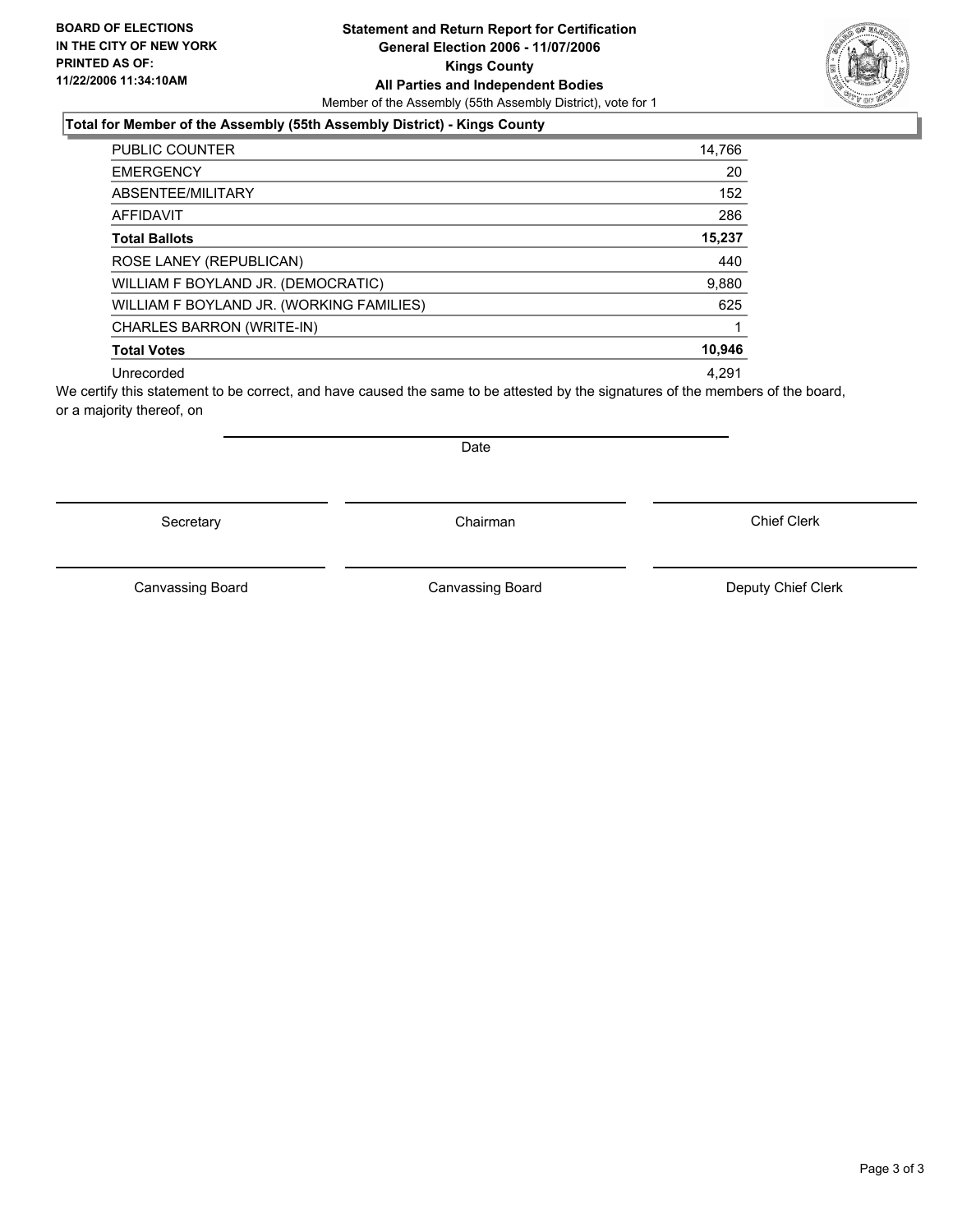**BOARD OF ELECTIONS IN THE CITY OF NEW YORK PRINTED AS OF: 11/22/2006 11:34:10AM**

**Statement and Return Report for Certification**
**General Election 2006 - 11/07/2006**
**Kings County**
**All Parties and Independent Bodies**
Member of the Assembly (55th Assembly District), vote for 1

**Total for Member of the Assembly (55th Assembly District) - Kings County**

| | |
|---|---|
| PUBLIC COUNTER | 14,766 |
| EMERGENCY | 20 |
| ABSENTEE/MILITARY | 152 |
| AFFIDAVIT | 286 |
| **Total Ballots** | **15,237** |
| ROSE LANEY (REPUBLICAN) | 440 |
| WILLIAM F BOYLAND JR. (DEMOCRATIC) | 9,880 |
| WILLIAM F BOYLAND JR. (WORKING FAMILIES) | 625 |
| CHARLES BARRON (WRITE-IN) | 1 |
| **Total Votes** | **10,946** |
| Unrecorded | 4,291 |

We certify this statement to be correct, and have caused the same to be attested by the signatures of the members of the board, or a majority thereof, on

Date

Secretary | Chairman | Chief Clerk

Canvassing Board | Canvassing Board | Deputy Chief Clerk